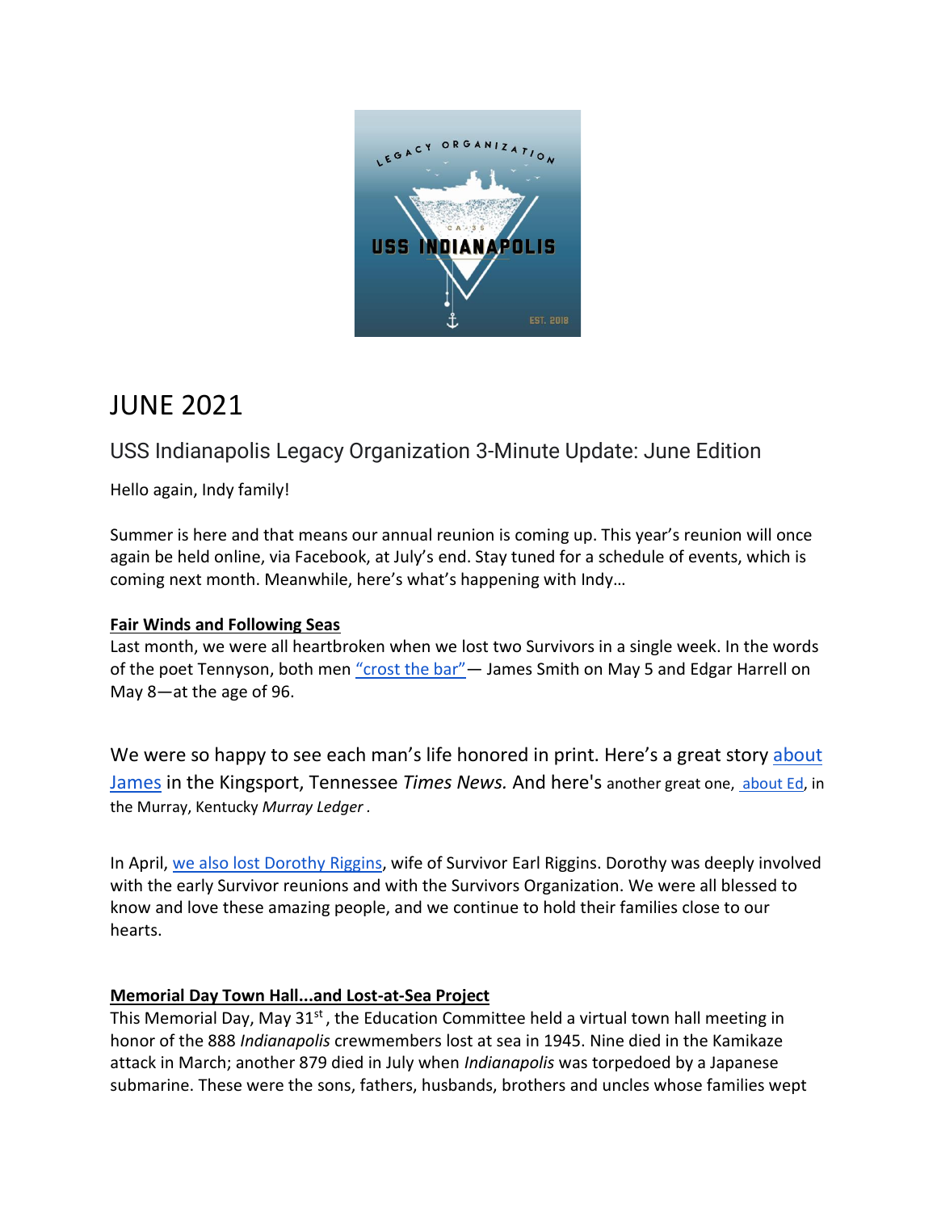# JUNE 2021

## USS Indianapolis Legacy Organization 3-Minute Update: June Edition

Hello again, Indy family!

Summer is here and that means our annual reunion is coming up. This year's reunion will once again be held online, via Facebook, at July's end. Stay tuned for a schedule of events, which is coming next month. Meanwhile, here's what's happening with Indy…

**Fair Winds and Following Seas**

Last month, we were all heartbroken when we lost two Survivors in a single week. In the words of the poet Tennyson, both men "crost the bar"— James Smith on May 5 and Edgar Harrell on May 8—at the age of 96.

We were so happy to see each man's life honored in print. Here's a great story about James in the Kingsport, Tennessee *Times News.* And here's another great one, about Ed, in the Murray, Kentucky *Murray Ledger* .

In April, we also lost Dorothy Riggins, wife of Survivor Earl Riggins. Dorothy was deeply involved with the early Survivor reunions and with the Survivors Organization. We were all blessed to know and love these amazing people, and we continue to hold their families close to our hearts.

**Memorial Day Town Hall...and Lost-at-Sea Project**

This Memorial Day, May 31st, the Education Committee held a virtual town hall meeting in honor of the 888 *Indianapolis* crewmembers lost at sea in 1945. Nine died in the Kamikaze attack in March; another 879 died in July when *Indianapolis* was torpedoed by a Japanese submarine. These were the sons, fathers, husbands, brothers and uncles whose families wept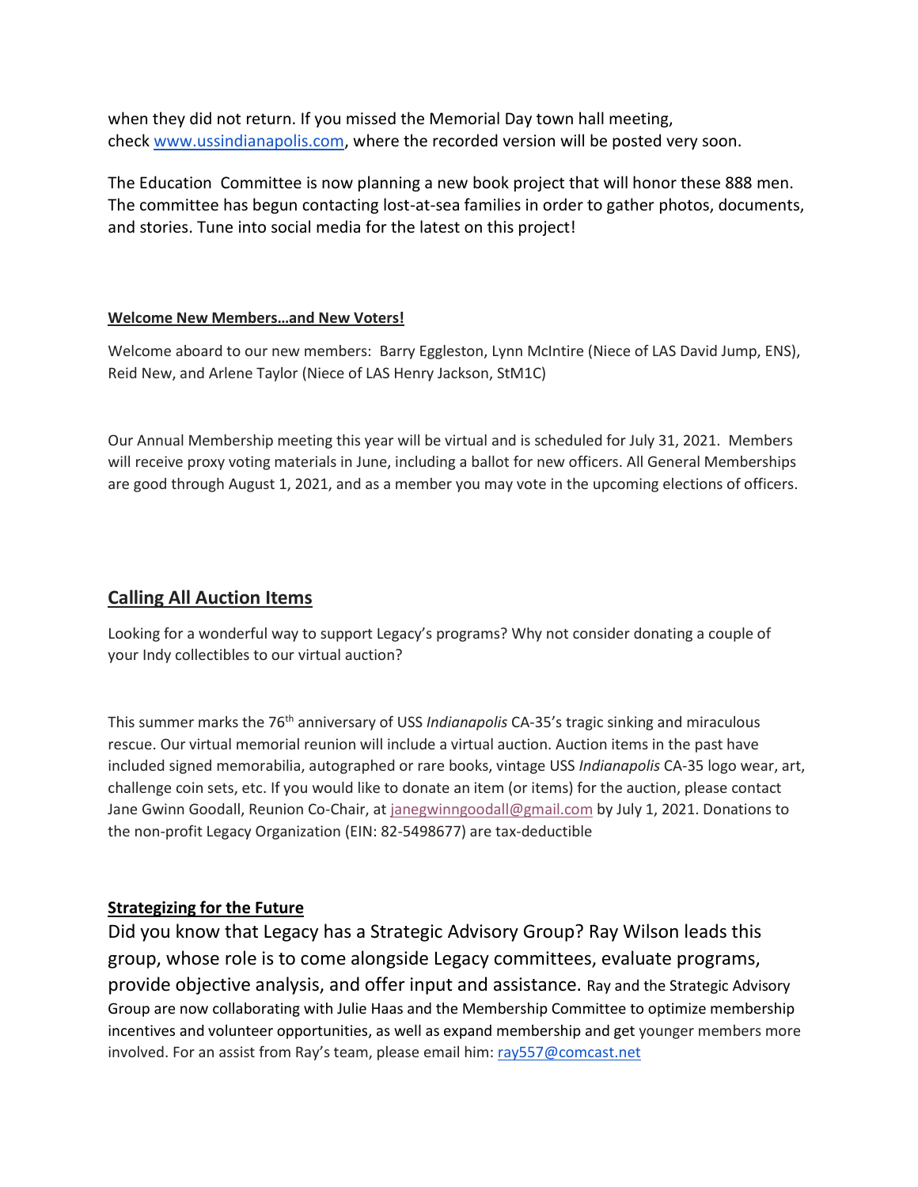when they did not return. If you missed the Memorial Day town hall meeting, check www.ussindianapolis.com, where the recorded version will be posted very soon.

The Education Committee is now planning a new book project that will honor these 888 men. The committee has begun contacting lost-at-sea families in order to gather photos, documents, and stories. Tune into social media for the latest on this project!

**Welcome New Members…and New Voters!**

Welcome aboard to our new members: Barry Eggleston, Lynn McIntire (Niece of LAS David Jump, ENS), Reid New, and Arlene Taylor (Niece of LAS Henry Jackson, StM1C)

Our Annual Membership meeting this year will be virtual and is scheduled for July 31, 2021. Members will receive proxy voting materials in June, including a ballot for new officers. All General Memberships are good through August 1, 2021, and as a member you may vote in the upcoming elections of officers.

## Calling All Auction Items

Looking for a wonderful way to support Legacy's programs? Why not consider donating a couple of your Indy collectibles to our virtual auction?

This summer marks the 76th anniversary of USS *Indianapolis* CA-35's tragic sinking and miraculous rescue. Our virtual memorial reunion will include a virtual auction. Auction items in the past have included signed memorabilia, autographed or rare books, vintage USS *Indianapolis* CA-35 logo wear, art, challenge coin sets, etc. If you would like to donate an item (or items) for the auction, please contact Jane Gwinn Goodall, Reunion Co-Chair, at janegwinngoodall@gmail.com by July 1, 2021. Donations to the non-profit Legacy Organization (EIN: 82-5498677) are tax-deductible

**Strategizing for the Future**

Did you know that Legacy has a Strategic Advisory Group? Ray Wilson leads this group, whose role is to come alongside Legacy committees, evaluate programs, provide objective analysis, and offer input and assistance. Ray and the Strategic Advisory Group are now collaborating with Julie Haas and the Membership Committee to optimize membership incentives and volunteer opportunities, as well as expand membership and get younger members more involved. For an assist from Ray's team, please email him: ray557@comcast.net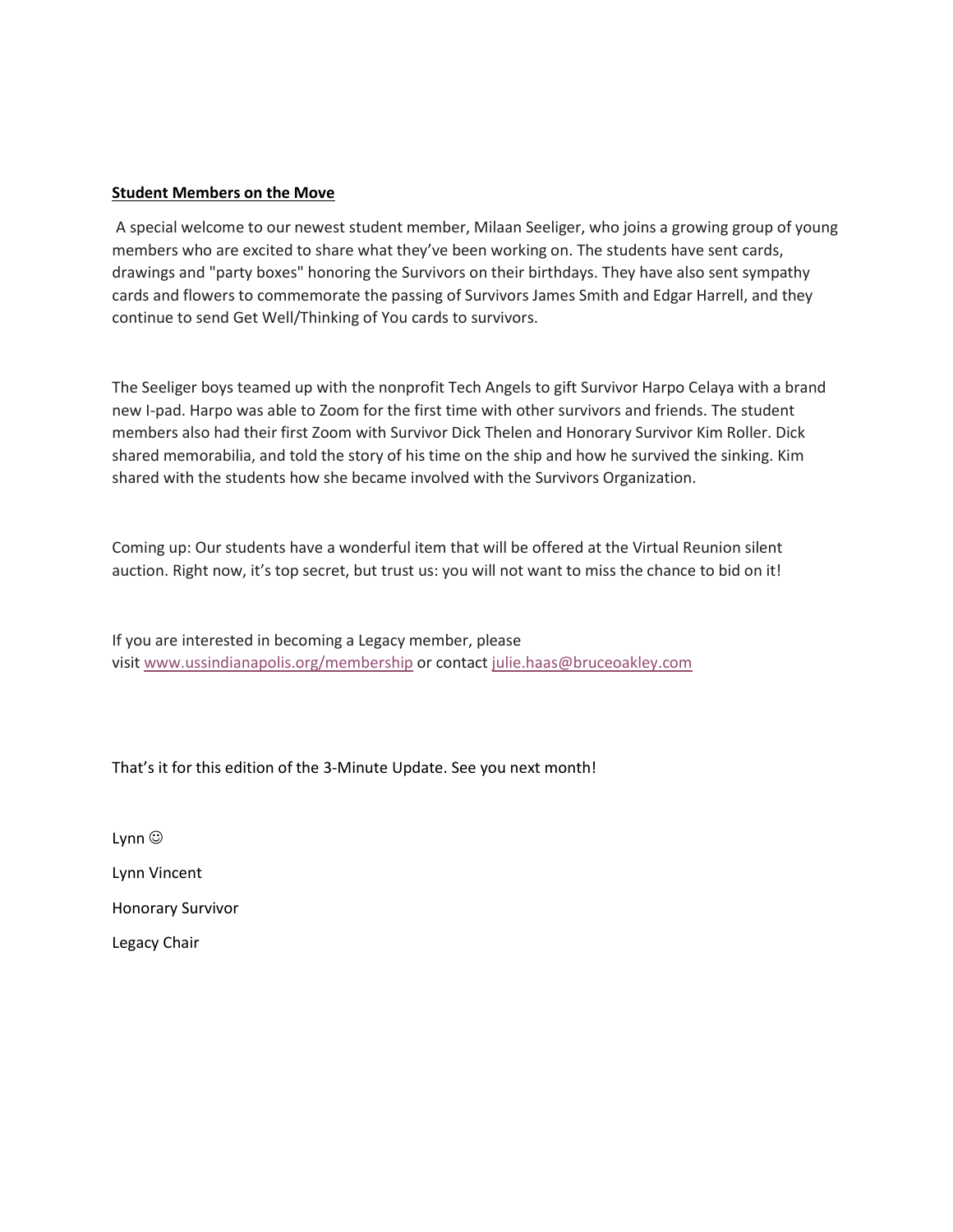**Student Members on the Move**

A special welcome to our newest student member, Milaan Seeliger, who joins a growing group of young members who are excited to share what they've been working on. The students have sent cards, drawings and "party boxes" honoring the Survivors on their birthdays. They have also sent sympathy cards and flowers to commemorate the passing of Survivors James Smith and Edgar Harrell, and they continue to send Get Well/Thinking of You cards to survivors.

The Seeliger boys teamed up with the nonprofit Tech Angels to gift Survivor Harpo Celaya with a brand new I-pad. Harpo was able to Zoom for the first time with other survivors and friends. The student members also had their first Zoom with Survivor Dick Thelen and Honorary Survivor Kim Roller. Dick shared memorabilia, and told the story of his time on the ship and how he survived the sinking. Kim shared with the students how she became involved with the Survivors Organization.

Coming up: Our students have a wonderful item that will be offered at the Virtual Reunion silent auction. Right now, it's top secret, but trust us: you will not want to miss the chance to bid on it!

If you are interested in becoming a Legacy member, please visit www.ussindianapolis.org/membership or contact julie.haas@bruceoakley.com

That's it for this edition of the 3-Minute Update. See you next month!

Lynn ☺

Lynn Vincent

Honorary Survivor

Legacy Chair